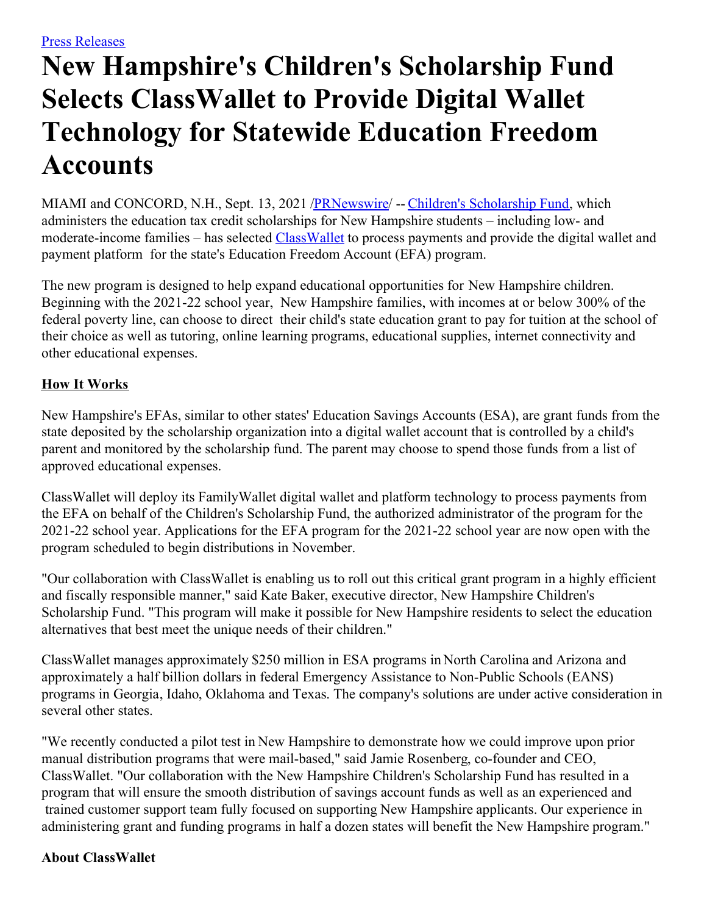[Press Releases](#)

# New Hampshire's Children's Scholarship Fund Selects ClassWallet to Provide Digital Wallet Technology for Statewide Education Freedom Accounts

MIAMI and CONCORD, N.H., Sept. 13, 2021 /[PRNewswire](#)/ -- [Children's Scholarship Fund](#), which administers the education tax credit scholarships for New Hampshire students – including low- and moderate-income families – has selected [ClassWallet](#) to process payments and provide the digital wallet and payment platform for the state's Education Freedom Account (EFA) program.

The new program is designed to help expand educational opportunities for New Hampshire children. Beginning with the 2021-22 school year, New Hampshire families, with incomes at or below 300% of the federal poverty line, can choose to direct their child's state education grant to pay for tuition at the school of their choice as well as tutoring, online learning programs, educational supplies, internet connectivity and other educational expenses.

**How It Works**

New Hampshire's EFAs, similar to other states' Education Savings Accounts (ESA), are grant funds from the state deposited by the scholarship organization into a digital wallet account that is controlled by a child's parent and monitored by the scholarship fund. The parent may choose to spend those funds from a list of approved educational expenses.

ClassWallet will deploy its FamilyWallet digital wallet and platform technology to process payments from the EFA on behalf of the Children's Scholarship Fund, the authorized administrator of the program for the 2021-22 school year. Applications for the EFA program for the 2021-22 school year are now open with the program scheduled to begin distributions in November.

"Our collaboration with ClassWallet is enabling us to roll out this critical grant program in a highly efficient and fiscally responsible manner," said Kate Baker, executive director, New Hampshire Children's Scholarship Fund. "This program will make it possible for New Hampshire residents to select the education alternatives that best meet the unique needs of their children."

ClassWallet manages approximately $250 million in ESA programs in North Carolina and Arizona and approximately a half billion dollars in federal Emergency Assistance to Non-Public Schools (EANS) programs in Georgia, Idaho, Oklahoma and Texas. The company's solutions are under active consideration in several other states.

"We recently conducted a pilot test in New Hampshire to demonstrate how we could improve upon prior manual distribution programs that were mail-based," said Jamie Rosenberg, co-founder and CEO, ClassWallet. "Our collaboration with the New Hampshire Children's Scholarship Fund has resulted in a program that will ensure the smooth distribution of savings account funds as well as an experienced and trained customer support team fully focused on supporting New Hampshire applicants. Our experience in administering grant and funding programs in half a dozen states will benefit the New Hampshire program."

**About ClassWallet**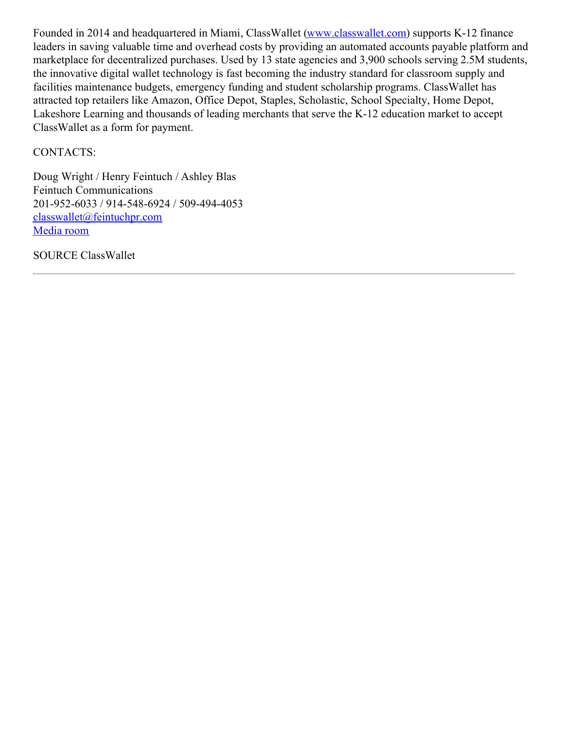Founded in 2014 and headquartered in Miami, ClassWallet ([www.classwallet.com](http://www.classwallet.com)) supports K-12 finance leaders in saving valuable time and overhead costs by providing an automated accounts payable platform and marketplace for decentralized purchases. Used by 13 state agencies and 3,900 schools serving 2.5M students, the innovative digital wallet technology is fast becoming the industry standard for classroom supply and facilities maintenance budgets, emergency funding and student scholarship programs. ClassWallet has attracted top retailers like Amazon, Office Depot, Staples, Scholastic, School Specialty, Home Depot, Lakeshore Learning and thousands of leading merchants that serve the K-12 education market to accept ClassWallet as a form for payment.

CONTACTS:

Doug Wright / Henry Feintuch / Ashley Blas
Feintuch Communications
201-952-6033 / 914-548-6924 / 509-494-4053
[classwallet@feintuchpr.com](mailto:classwallet@feintuchpr.com)
Media room

SOURCE ClassWallet

---